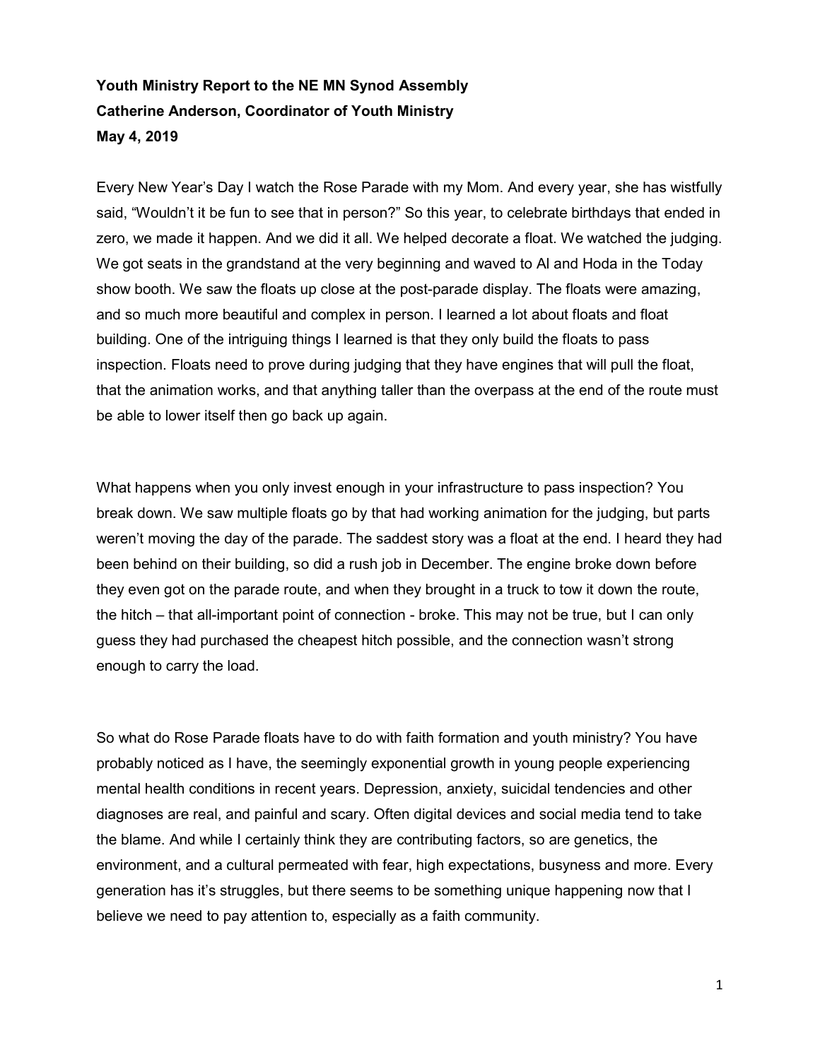**Youth Ministry Report to the NE MN Synod Assembly**
**Catherine Anderson, Coordinator of Youth Ministry**
**May 4, 2019**

Every New Year's Day I watch the Rose Parade with my Mom. And every year, she has wistfully said, "Wouldn't it be fun to see that in person?" So this year, to celebrate birthdays that ended in zero, we made it happen. And we did it all. We helped decorate a float. We watched the judging. We got seats in the grandstand at the very beginning and waved to Al and Hoda in the Today show booth. We saw the floats up close at the post-parade display. The floats were amazing, and so much more beautiful and complex in person. I learned a lot about floats and float building. One of the intriguing things I learned is that they only build the floats to pass inspection. Floats need to prove during judging that they have engines that will pull the float, that the animation works, and that anything taller than the overpass at the end of the route must be able to lower itself then go back up again.

What happens when you only invest enough in your infrastructure to pass inspection? You break down. We saw multiple floats go by that had working animation for the judging, but parts weren't moving the day of the parade. The saddest story was a float at the end. I heard they had been behind on their building, so did a rush job in December. The engine broke down before they even got on the parade route, and when they brought in a truck to tow it down the route, the hitch – that all-important point of connection - broke. This may not be true, but I can only guess they had purchased the cheapest hitch possible, and the connection wasn't strong enough to carry the load.

So what do Rose Parade floats have to do with faith formation and youth ministry? You have probably noticed as I have, the seemingly exponential growth in young people experiencing mental health conditions in recent years. Depression, anxiety, suicidal tendencies and other diagnoses are real, and painful and scary. Often digital devices and social media tend to take the blame. And while I certainly think they are contributing factors, so are genetics, the environment, and a cultural permeated with fear, high expectations, busyness and more. Every generation has it's struggles, but there seems to be something unique happening now that I believe we need to pay attention to, especially as a faith community.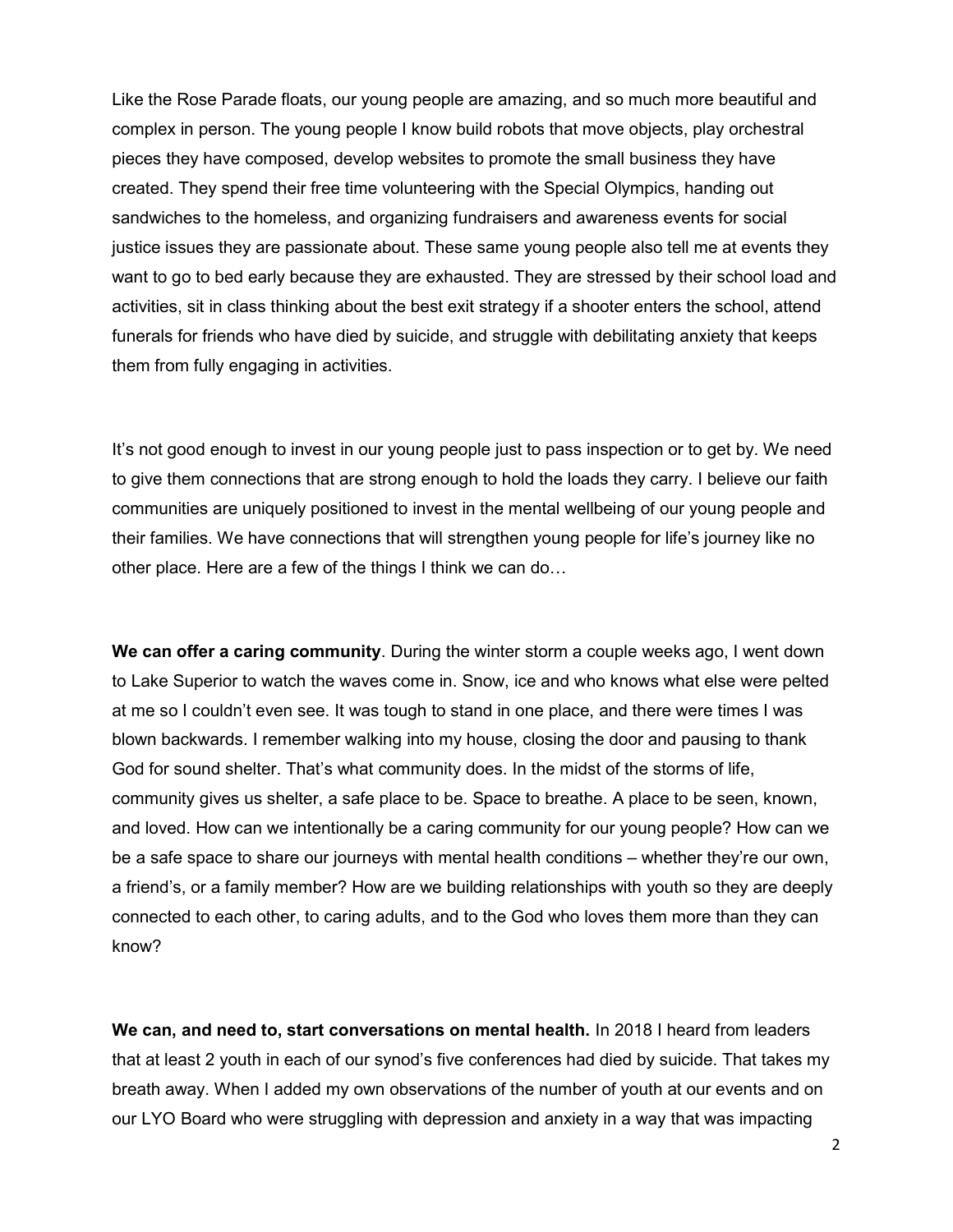Like the Rose Parade floats, our young people are amazing, and so much more beautiful and complex in person. The young people I know build robots that move objects, play orchestral pieces they have composed, develop websites to promote the small business they have created. They spend their free time volunteering with the Special Olympics, handing out sandwiches to the homeless, and organizing fundraisers and awareness events for social justice issues they are passionate about. These same young people also tell me at events they want to go to bed early because they are exhausted. They are stressed by their school load and activities, sit in class thinking about the best exit strategy if a shooter enters the school, attend funerals for friends who have died by suicide, and struggle with debilitating anxiety that keeps them from fully engaging in activities.

It's not good enough to invest in our young people just to pass inspection or to get by. We need to give them connections that are strong enough to hold the loads they carry. I believe our faith communities are uniquely positioned to invest in the mental wellbeing of our young people and their families. We have connections that will strengthen young people for life's journey like no other place. Here are a few of the things I think we can do…

**We can offer a caring community**. During the winter storm a couple weeks ago, I went down to Lake Superior to watch the waves come in. Snow, ice and who knows what else were pelted at me so I couldn't even see. It was tough to stand in one place, and there were times I was blown backwards. I remember walking into my house, closing the door and pausing to thank God for sound shelter. That's what community does. In the midst of the storms of life, community gives us shelter, a safe place to be. Space to breathe. A place to be seen, known, and loved. How can we intentionally be a caring community for our young people? How can we be a safe space to share our journeys with mental health conditions – whether they're our own, a friend's, or a family member? How are we building relationships with youth so they are deeply connected to each other, to caring adults, and to the God who loves them more than they can know?

**We can, and need to, start conversations on mental health.** In 2018 I heard from leaders that at least 2 youth in each of our synod's five conferences had died by suicide. That takes my breath away. When I added my own observations of the number of youth at our events and on our LYO Board who were struggling with depression and anxiety in a way that was impacting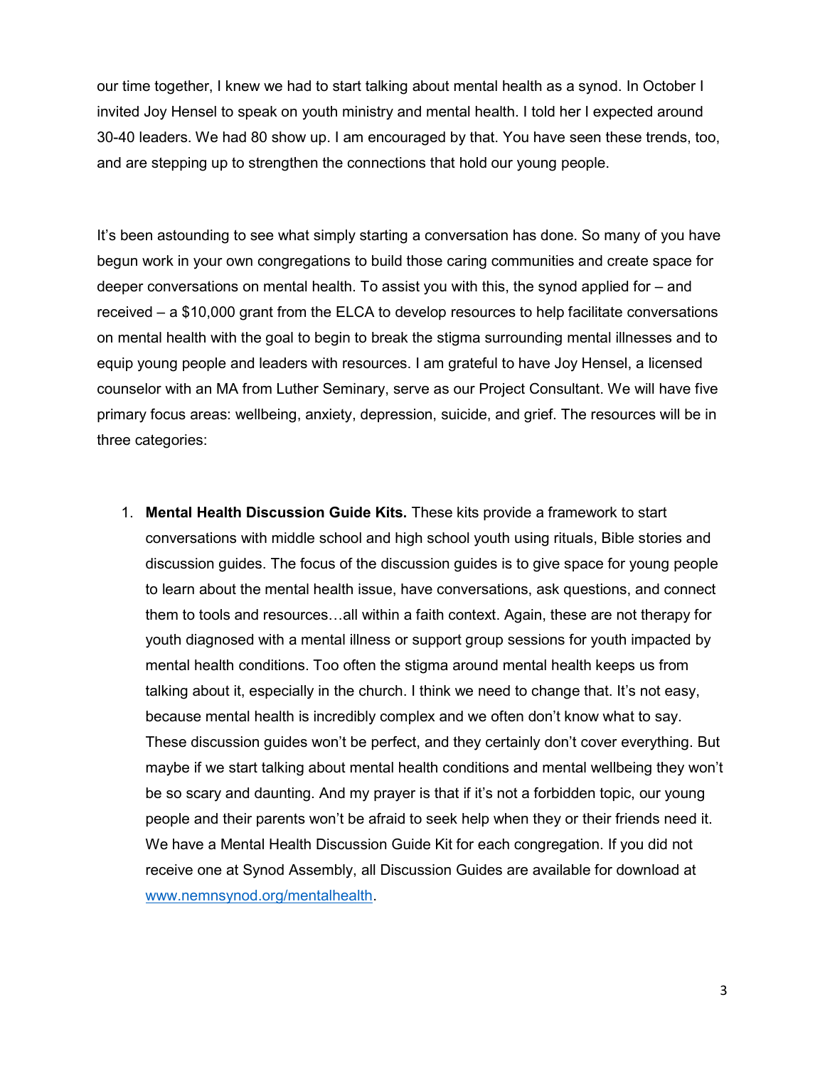our time together, I knew we had to start talking about mental health as a synod. In October I invited Joy Hensel to speak on youth ministry and mental health. I told her I expected around 30-40 leaders. We had 80 show up. I am encouraged by that. You have seen these trends, too, and are stepping up to strengthen the connections that hold our young people.

It's been astounding to see what simply starting a conversation has done. So many of you have begun work in your own congregations to build those caring communities and create space for deeper conversations on mental health. To assist you with this, the synod applied for – and received – a $10,000 grant from the ELCA to develop resources to help facilitate conversations on mental health with the goal to begin to break the stigma surrounding mental illnesses and to equip young people and leaders with resources. I am grateful to have Joy Hensel, a licensed counselor with an MA from Luther Seminary, serve as our Project Consultant. We will have five primary focus areas: wellbeing, anxiety, depression, suicide, and grief. The resources will be in three categories:

1. **Mental Health Discussion Guide Kits.** These kits provide a framework to start conversations with middle school and high school youth using rituals, Bible stories and discussion guides. The focus of the discussion guides is to give space for young people to learn about the mental health issue, have conversations, ask questions, and connect them to tools and resources…all within a faith context. Again, these are not therapy for youth diagnosed with a mental illness or support group sessions for youth impacted by mental health conditions. Too often the stigma around mental health keeps us from talking about it, especially in the church. I think we need to change that. It's not easy, because mental health is incredibly complex and we often don't know what to say. These discussion guides won't be perfect, and they certainly don't cover everything. But maybe if we start talking about mental health conditions and mental wellbeing they won't be so scary and daunting. And my prayer is that if it's not a forbidden topic, our young people and their parents won't be afraid to seek help when they or their friends need it. We have a Mental Health Discussion Guide Kit for each congregation. If you did not receive one at Synod Assembly, all Discussion Guides are available for download at [www.nemnsynod.org/mentalhealth](www.nemnsynod.org/mentalhealth).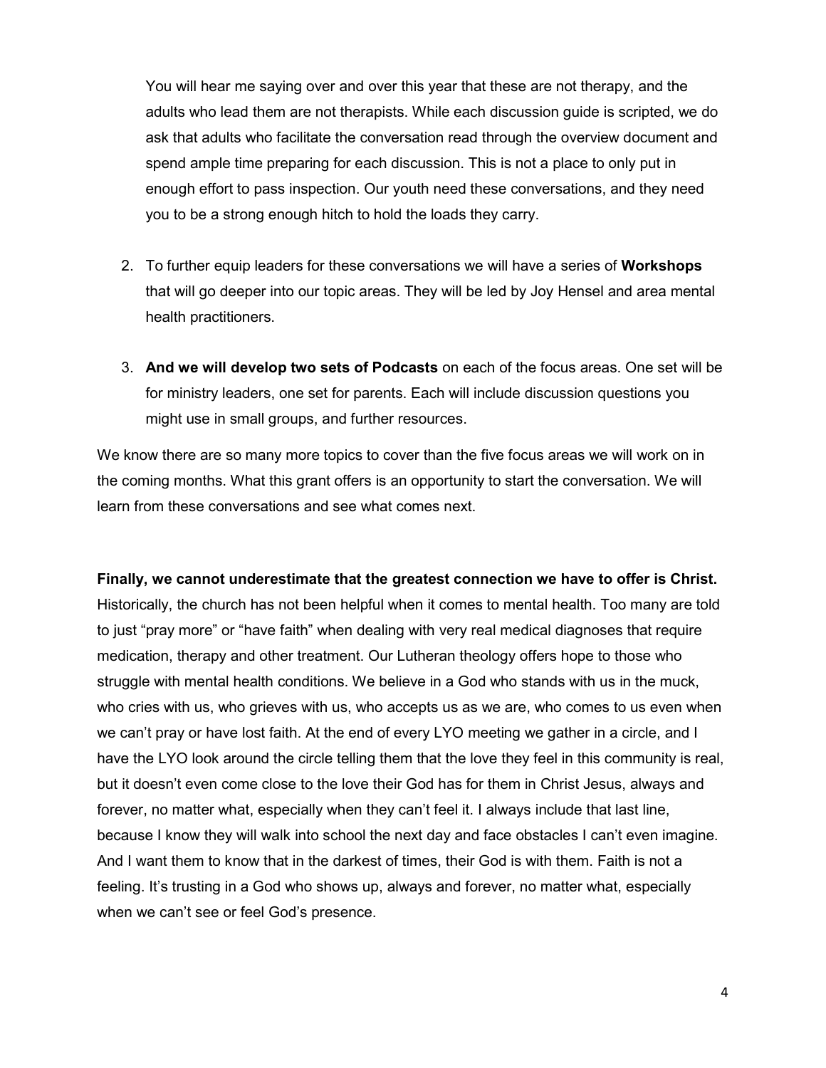You will hear me saying over and over this year that these are not therapy, and the adults who lead them are not therapists. While each discussion guide is scripted, we do ask that adults who facilitate the conversation read through the overview document and spend ample time preparing for each discussion. This is not a place to only put in enough effort to pass inspection. Our youth need these conversations, and they need you to be a strong enough hitch to hold the loads they carry.

2. To further equip leaders for these conversations we will have a series of **Workshops** that will go deeper into our topic areas. They will be led by Joy Hensel and area mental health practitioners.

3. **And we will develop two sets of Podcasts** on each of the focus areas. One set will be for ministry leaders, one set for parents. Each will include discussion questions you might use in small groups, and further resources.

We know there are so many more topics to cover than the five focus areas we will work on in the coming months. What this grant offers is an opportunity to start the conversation. We will learn from these conversations and see what comes next.

**Finally, we cannot underestimate that the greatest connection we have to offer is Christ.** Historically, the church has not been helpful when it comes to mental health. Too many are told to just "pray more" or "have faith" when dealing with very real medical diagnoses that require medication, therapy and other treatment. Our Lutheran theology offers hope to those who struggle with mental health conditions. We believe in a God who stands with us in the muck, who cries with us, who grieves with us, who accepts us as we are, who comes to us even when we can't pray or have lost faith. At the end of every LYO meeting we gather in a circle, and I have the LYO look around the circle telling them that the love they feel in this community is real, but it doesn't even come close to the love their God has for them in Christ Jesus, always and forever, no matter what, especially when they can't feel it. I always include that last line, because I know they will walk into school the next day and face obstacles I can't even imagine. And I want them to know that in the darkest of times, their God is with them. Faith is not a feeling. It's trusting in a God who shows up, always and forever, no matter what, especially when we can't see or feel God's presence.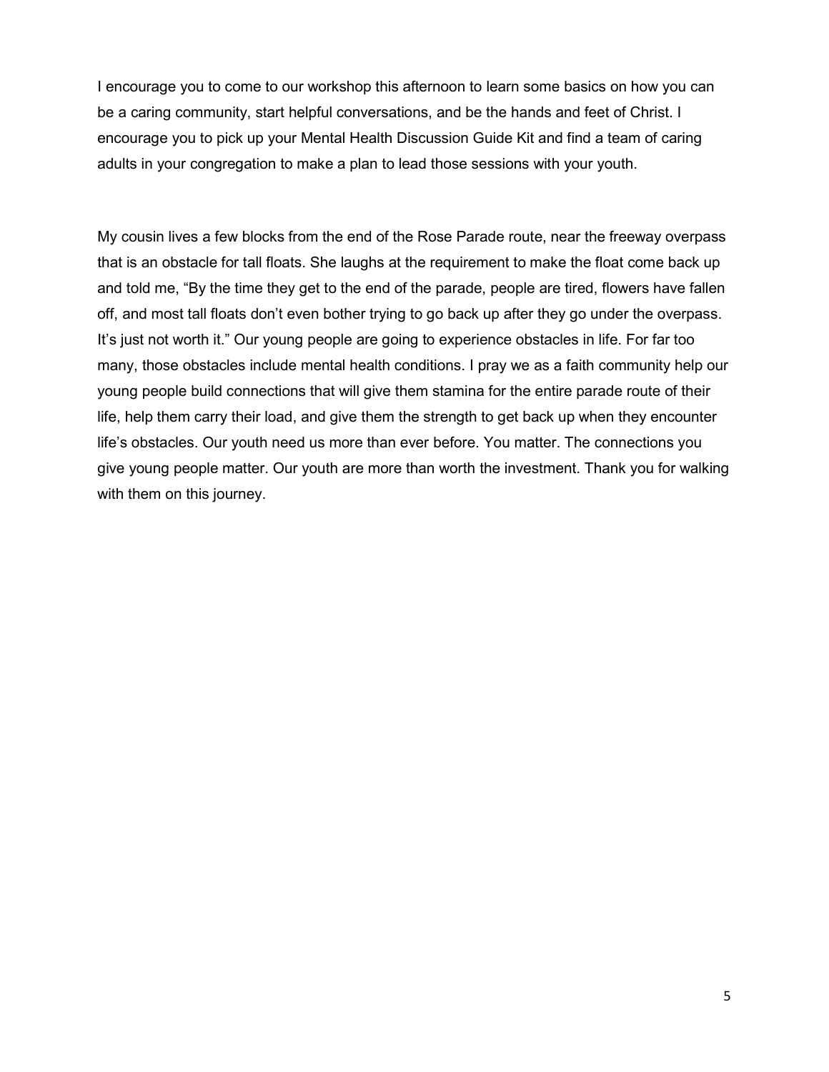I encourage you to come to our workshop this afternoon to learn some basics on how you can be a caring community, start helpful conversations, and be the hands and feet of Christ. I encourage you to pick up your Mental Health Discussion Guide Kit and find a team of caring adults in your congregation to make a plan to lead those sessions with your youth.

My cousin lives a few blocks from the end of the Rose Parade route, near the freeway overpass that is an obstacle for tall floats. She laughs at the requirement to make the float come back up and told me, "By the time they get to the end of the parade, people are tired, flowers have fallen off, and most tall floats don't even bother trying to go back up after they go under the overpass. It's just not worth it." Our young people are going to experience obstacles in life. For far too many, those obstacles include mental health conditions. I pray we as a faith community help our young people build connections that will give them stamina for the entire parade route of their life, help them carry their load, and give them the strength to get back up when they encounter life's obstacles. Our youth need us more than ever before. You matter. The connections you give young people matter. Our youth are more than worth the investment. Thank you for walking with them on this journey.